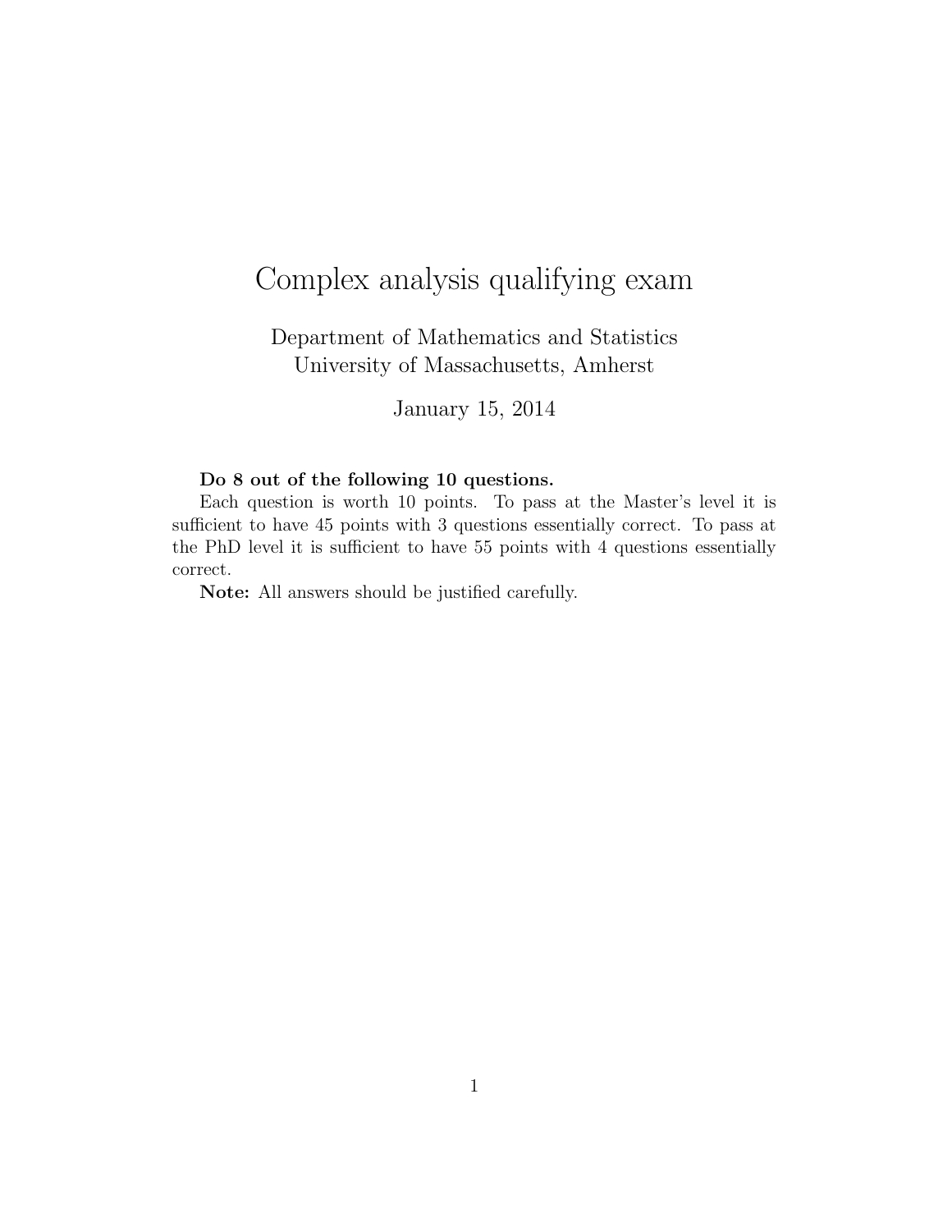# Complex analysis qualifying exam

Department of Mathematics and Statistics
University of Massachusetts, Amherst

January 15, 2014

**Do 8 out of the following 10 questions.**

Each question is worth 10 points. To pass at the Master's level it is sufficient to have 45 points with 3 questions essentially correct. To pass at the PhD level it is sufficient to have 55 points with 4 questions essentially correct.

**Note:** All answers should be justified carefully.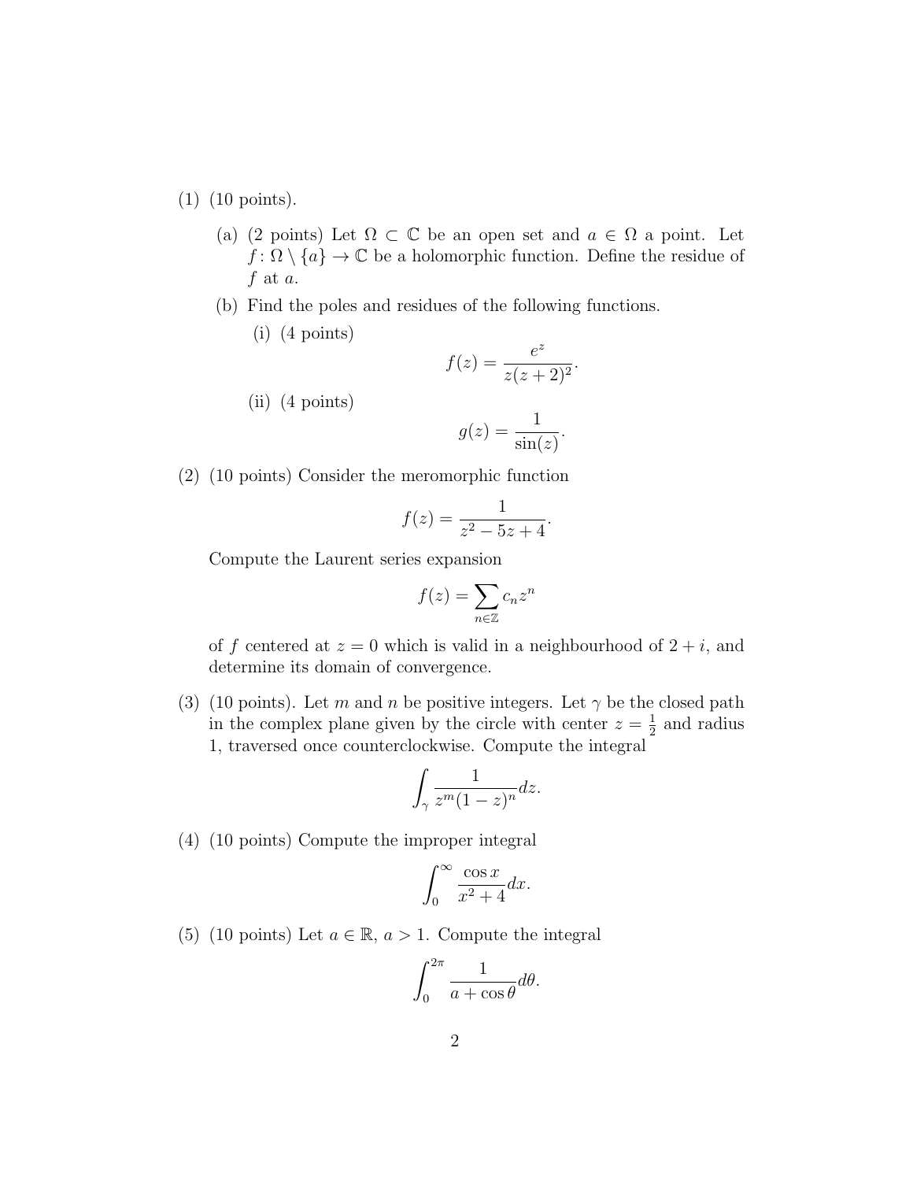(1) (10 points).

(a) (2 points) Let $\Omega \subset \mathbb{C}$ be an open set and $a \in \Omega$ a point. Let $f \colon \Omega \setminus \{a\} \to \mathbb{C}$ be a holomorphic function. Define the residue of $f$ at $a$.

(b) Find the poles and residues of the following functions.

(i) (4 points)

$$f(z) = \frac{e^z}{z(z+2)^2}.$$

(ii) (4 points)

$$g(z) = \frac{1}{\sin(z)}.$$

(2) (10 points) Consider the meromorphic function

$$f(z) = \frac{1}{z^2 - 5z + 4}.$$

Compute the Laurent series expansion

$$f(z) = \sum_{n \in \mathbb{Z}} c_n z^n$$

of $f$ centered at $z = 0$ which is valid in a neighbourhood of $2 + i$, and determine its domain of convergence.

(3) (10 points). Let $m$ and $n$ be positive integers. Let $\gamma$ be the closed path in the complex plane given by the circle with center $z = \frac{1}{2}$ and radius 1, traversed once counterclockwise. Compute the integral

$$\int_\gamma \frac{1}{z^m (1-z)^n} dz.$$

(4) (10 points) Compute the improper integral

$$\int_0^\infty \frac{\cos x}{x^2 + 4} dx.$$

(5) (10 points) Let $a \in \mathbb{R}$, $a > 1$. Compute the integral

$$\int_0^{2\pi} \frac{1}{a + \cos \theta} d\theta.$$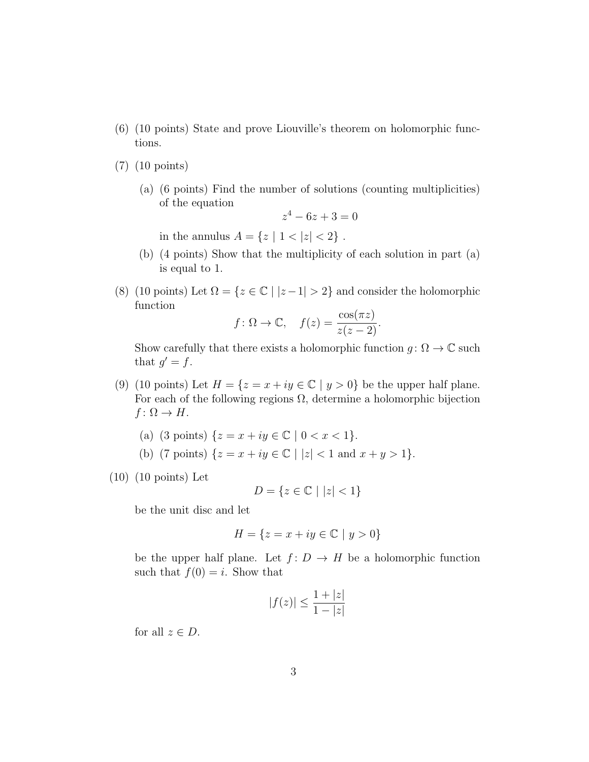(6) (10 points) State and prove Liouville's theorem on holomorphic functions.

(7) (10 points)

   (a) (6 points) Find the number of solutions (counting multiplicities) of the equation
   $$z^4 - 6z + 3 = 0$$
   in the annulus $A = \{z \mid 1 < |z| < 2\}$ .

   (b) (4 points) Show that the multiplicity of each solution in part (a) is equal to 1.

(8) (10 points) Let $\Omega = \{z \in \mathbb{C} \mid |z-1| > 2\}$ and consider the holomorphic function
$$f \colon \Omega \to \mathbb{C}, \quad f(z) = \frac{\cos(\pi z)}{z(z-2)}.$$
Show carefully that there exists a holomorphic function $g \colon \Omega \to \mathbb{C}$ such that $g' = f$.

(9) (10 points) Let $H = \{z = x + iy \in \mathbb{C} \mid y > 0\}$ be the upper half plane. For each of the following regions $\Omega$, determine a holomorphic bijection $f \colon \Omega \to H$.

   (a) (3 points) $\{z = x + iy \in \mathbb{C} \mid 0 < x < 1\}$.

   (b) (7 points) $\{z = x + iy \in \mathbb{C} \mid |z| < 1 \text{ and } x + y > 1\}$.

(10) (10 points) Let
$$D = \{z \in \mathbb{C} \mid |z| < 1\}$$
be the unit disc and let
$$H = \{z = x + iy \in \mathbb{C} \mid y > 0\}$$
be the upper half plane. Let $f \colon D \to H$ be a holomorphic function such that $f(0) = i$. Show that
$$|f(z)| \leq \frac{1 + |z|}{1 - |z|}$$
for all $z \in D$.